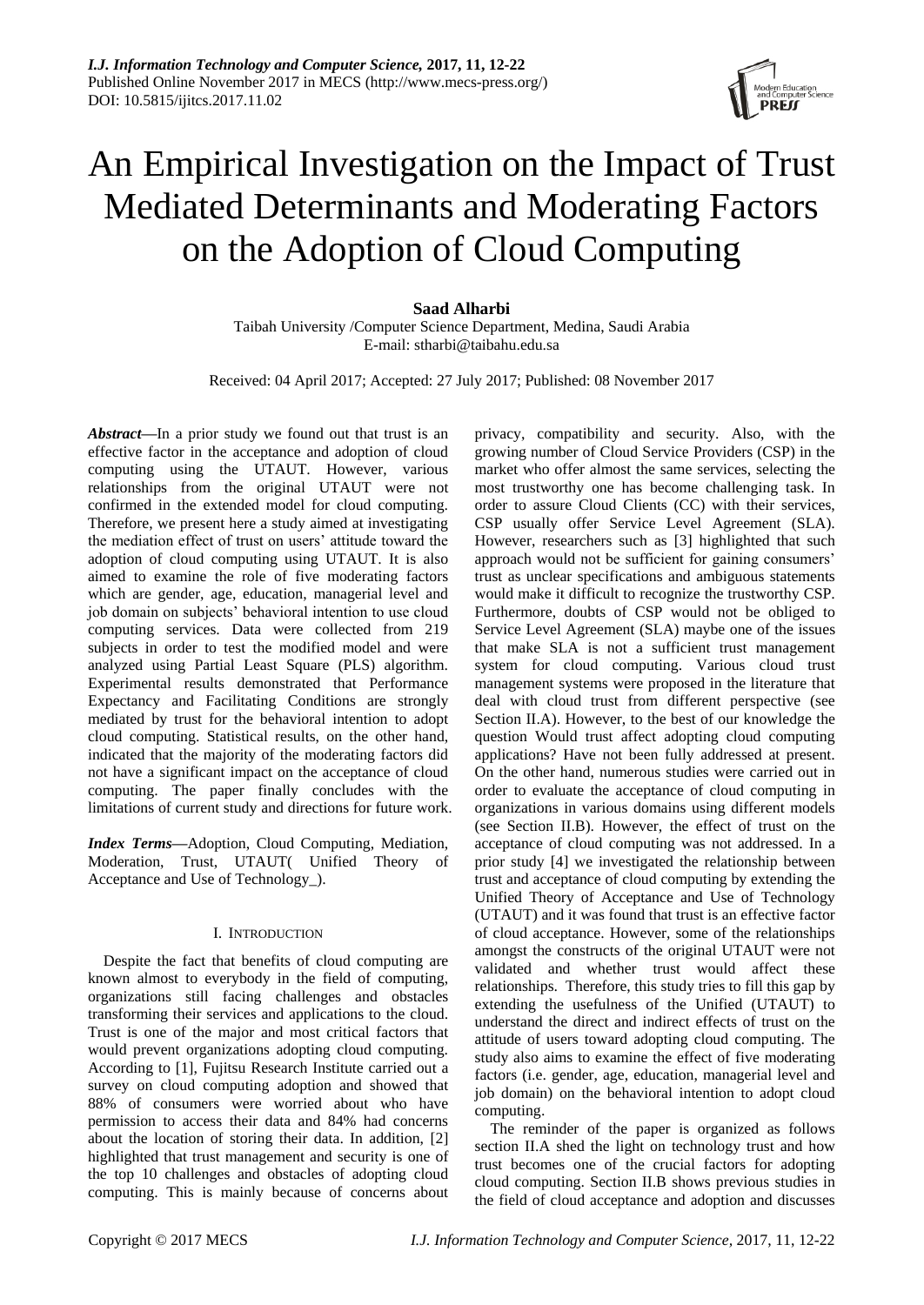*I.J. Information Technology and Computer Science,* **2017, 11, 12-22**
Published Online November 2017 in MECS (http://www.mecs-press.org/)
DOI: 10.5815/ijitcs.2017.11.02

# An Empirical Investigation on the Impact of Trust Mediated Determinants and Moderating Factors on the Adoption of Cloud Computing

**Saad Alharbi**

Taibah University /Computer Science Department, Medina, Saudi Arabia
E-mail: stharbi@taibahu.edu.sa

Received: 04 April 2017; Accepted: 27 July 2017; Published: 08 November 2017

***Abstract*—**In a prior study we found out that trust is an effective factor in the acceptance and adoption of cloud computing using the UTAUT. However, various relationships from the original UTAUT were not confirmed in the extended model for cloud computing. Therefore, we present here a study aimed at investigating the mediation effect of trust on users' attitude toward the adoption of cloud computing using UTAUT. It is also aimed to examine the role of five moderating factors which are gender, age, education, managerial level and job domain on subjects' behavioral intention to use cloud computing services. Data were collected from 219 subjects in order to test the modified model and were analyzed using Partial Least Square (PLS) algorithm. Experimental results demonstrated that Performance Expectancy and Facilitating Conditions are strongly mediated by trust for the behavioral intention to adopt cloud computing. Statistical results, on the other hand, indicated that the majority of the moderating factors did not have a significant impact on the acceptance of cloud computing. The paper finally concludes with the limitations of current study and directions for future work.

***Index Terms*—**Adoption, Cloud Computing, Mediation, Moderation, Trust, UTAUT( Unified Theory of Acceptance and Use of Technology_).

## I. Introduction

Despite the fact that benefits of cloud computing are known almost to everybody in the field of computing, organizations still facing challenges and obstacles transforming their services and applications to the cloud. Trust is one of the major and most critical factors that would prevent organizations adopting cloud computing. According to [1], Fujitsu Research Institute carried out a survey on cloud computing adoption and showed that 88% of consumers were worried about who have permission to access their data and 84% had concerns about the location of storing their data. In addition, [2] highlighted that trust management and security is one of the top 10 challenges and obstacles of adopting cloud computing. This is mainly because of concerns about privacy, compatibility and security. Also, with the growing number of Cloud Service Providers (CSP) in the market who offer almost the same services, selecting the most trustworthy one has become challenging task. In order to assure Cloud Clients (CC) with their services, CSP usually offer Service Level Agreement (SLA). However, researchers such as [3] highlighted that such approach would not be sufficient for gaining consumers' trust as unclear specifications and ambiguous statements would make it difficult to recognize the trustworthy CSP. Furthermore, doubts of CSP would not be obliged to Service Level Agreement (SLA) maybe one of the issues that make SLA is not a sufficient trust management system for cloud computing. Various cloud trust management systems were proposed in the literature that deal with cloud trust from different perspective (see Section II.A). However, to the best of our knowledge the question Would trust affect adopting cloud computing applications? Have not been fully addressed at present. On the other hand, numerous studies were carried out in order to evaluate the acceptance of cloud computing in organizations in various domains using different models (see Section II.B). However, the effect of trust on the acceptance of cloud computing was not addressed. In a prior study [4] we investigated the relationship between trust and acceptance of cloud computing by extending the Unified Theory of Acceptance and Use of Technology (UTAUT) and it was found that trust is an effective factor of cloud acceptance. However, some of the relationships amongst the constructs of the original UTAUT were not validated and whether trust would affect these relationships. Therefore, this study tries to fill this gap by extending the usefulness of the Unified (UTAUT) to understand the direct and indirect effects of trust on the attitude of users toward adopting cloud computing. The study also aims to examine the effect of five moderating factors (i.e. gender, age, education, managerial level and job domain) on the behavioral intention to adopt cloud computing.

The reminder of the paper is organized as follows section II.A shed the light on technology trust and how trust becomes one of the crucial factors for adopting cloud computing. Section II.B shows previous studies in the field of cloud acceptance and adoption and discusses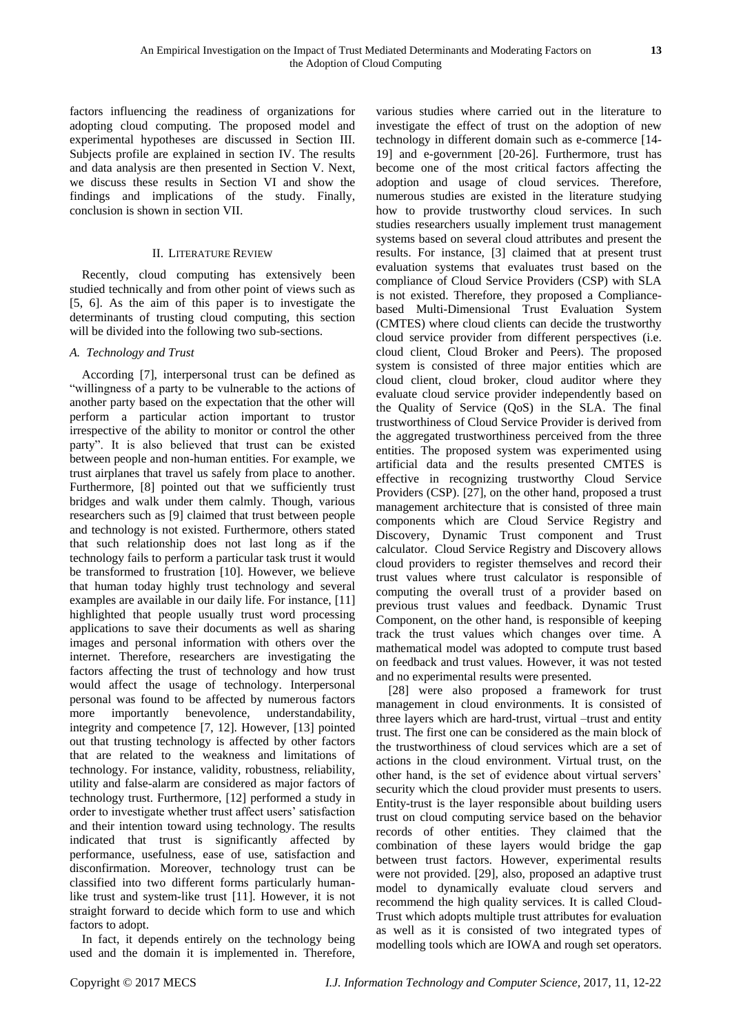factors influencing the readiness of organizations for adopting cloud computing. The proposed model and experimental hypotheses are discussed in Section III. Subjects profile are explained in section IV. The results and data analysis are then presented in Section V. Next, we discuss these results in Section VI and show the findings and implications of the study. Finally, conclusion is shown in section VII.

## II. Literature Review

Recently, cloud computing has extensively been studied technically and from other point of views such as [5, 6]. As the aim of this paper is to investigate the determinants of trusting cloud computing, this section will be divided into the following two sub-sections.

### *A. Technology and Trust*

According [7], interpersonal trust can be defined as "willingness of a party to be vulnerable to the actions of another party based on the expectation that the other will perform a particular action important to trustor irrespective of the ability to monitor or control the other party". It is also believed that trust can be existed between people and non-human entities. For example, we trust airplanes that travel us safely from place to another. Furthermore, [8] pointed out that we sufficiently trust bridges and walk under them calmly. Though, various researchers such as [9] claimed that trust between people and technology is not existed. Furthermore, others stated that such relationship does not last long as if the technology fails to perform a particular task trust it would be transformed to frustration [10]. However, we believe that human today highly trust technology and several examples are available in our daily life. For instance, [11] highlighted that people usually trust word processing applications to save their documents as well as sharing images and personal information with others over the internet. Therefore, researchers are investigating the factors affecting the trust of technology and how trust would affect the usage of technology. Interpersonal personal was found to be affected by numerous factors more importantly benevolence, understandability, integrity and competence [7, 12]. However, [13] pointed out that trusting technology is affected by other factors that are related to the weakness and limitations of technology. For instance, validity, robustness, reliability, utility and false-alarm are considered as major factors of technology trust. Furthermore, [12] performed a study in order to investigate whether trust affect users' satisfaction and their intention toward using technology. The results indicated that trust is significantly affected by performance, usefulness, ease of use, satisfaction and disconfirmation. Moreover, technology trust can be classified into two different forms particularly human-like trust and system-like trust [11]. However, it is not straight forward to decide which form to use and which factors to adopt.

In fact, it depends entirely on the technology being used and the domain it is implemented in. Therefore, various studies where carried out in the literature to investigate the effect of trust on the adoption of new technology in different domain such as e-commerce [14-19] and e-government [20-26]. Furthermore, trust has become one of the most critical factors affecting the adoption and usage of cloud services. Therefore, numerous studies are existed in the literature studying how to provide trustworthy cloud services. In such studies researchers usually implement trust management systems based on several cloud attributes and present the results. For instance, [3] claimed that at present trust evaluation systems that evaluates trust based on the compliance of Cloud Service Providers (CSP) with SLA is not existed. Therefore, they proposed a Compliance-based Multi-Dimensional Trust Evaluation System (CMTES) where cloud clients can decide the trustworthy cloud service provider from different perspectives (i.e. cloud client, Cloud Broker and Peers). The proposed system is consisted of three major entities which are cloud client, cloud broker, cloud auditor where they evaluate cloud service provider independently based on the Quality of Service (QoS) in the SLA. The final trustworthiness of Cloud Service Provider is derived from the aggregated trustworthiness perceived from the three entities. The proposed system was experimented using artificial data and the results presented CMTES is effective in recognizing trustworthy Cloud Service Providers (CSP). [27], on the other hand, proposed a trust management architecture that is consisted of three main components which are Cloud Service Registry and Discovery, Dynamic Trust component and Trust calculator. Cloud Service Registry and Discovery allows cloud providers to register themselves and record their trust values where trust calculator is responsible of computing the overall trust of a provider based on previous trust values and feedback. Dynamic Trust Component, on the other hand, is responsible of keeping track the trust values which changes over time. A mathematical model was adopted to compute trust based on feedback and trust values. However, it was not tested and no experimental results were presented.

[28] were also proposed a framework for trust management in cloud environments. It is consisted of three layers which are hard-trust, virtual –trust and entity trust. The first one can be considered as the main block of the trustworthiness of cloud services which are a set of actions in the cloud environment. Virtual trust, on the other hand, is the set of evidence about virtual servers' security which the cloud provider must presents to users. Entity-trust is the layer responsible about building users trust on cloud computing service based on the behavior records of other entities. They claimed that the combination of these layers would bridge the gap between trust factors. However, experimental results were not provided. [29], also, proposed an adaptive trust model to dynamically evaluate cloud servers and recommend the high quality services. It is called Cloud-Trust which adopts multiple trust attributes for evaluation as well as it is consisted of two integrated types of modelling tools which are IOWA and rough set operators.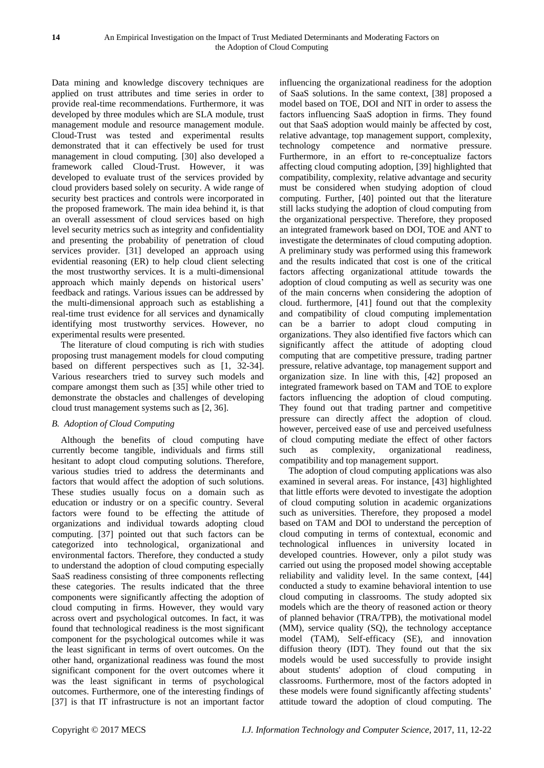Data mining and knowledge discovery techniques are applied on trust attributes and time series in order to provide real-time recommendations. Furthermore, it was developed by three modules which are SLA module, trust management module and resource management module. Cloud-Trust was tested and experimental results demonstrated that it can effectively be used for trust management in cloud computing. [30] also developed a framework called Cloud-Trust. However, it was developed to evaluate trust of the services provided by cloud providers based solely on security. A wide range of security best practices and controls were incorporated in the proposed framework. The main idea behind it, is that an overall assessment of cloud services based on high level security metrics such as integrity and confidentiality and presenting the probability of penetration of cloud services provider. [31] developed an approach using evidential reasoning (ER) to help cloud client selecting the most trustworthy services. It is a multi-dimensional approach which mainly depends on historical users' feedback and ratings. Various issues can be addressed by the multi-dimensional approach such as establishing a real-time trust evidence for all services and dynamically identifying most trustworthy services. However, no experimental results were presented.

The literature of cloud computing is rich with studies proposing trust management models for cloud computing based on different perspectives such as [1, 32-34]. Various researchers tried to survey such models and compare amongst them such as [35] while other tried to demonstrate the obstacles and challenges of developing cloud trust management systems such as [2, 36].

### *B. Adoption of Cloud Computing*

Although the benefits of cloud computing have currently become tangible, individuals and firms still hesitant to adopt cloud computing solutions. Therefore, various studies tried to address the determinants and factors that would affect the adoption of such solutions. These studies usually focus on a domain such as education or industry or on a specific country. Several factors were found to be effecting the attitude of organizations and individual towards adopting cloud computing. [37] pointed out that such factors can be categorized into technological, organizational and environmental factors. Therefore, they conducted a study to understand the adoption of cloud computing especially SaaS readiness consisting of three components reflecting these categories. The results indicated that the three components were significantly affecting the adoption of cloud computing in firms. However, they would vary across overt and psychological outcomes. In fact, it was found that technological readiness is the most significant component for the psychological outcomes while it was the least significant in terms of overt outcomes. On the other hand, organizational readiness was found the most significant component for the overt outcomes where it was the least significant in terms of psychological outcomes. Furthermore, one of the interesting findings of [37] is that IT infrastructure is not an important factor influencing the organizational readiness for the adoption of SaaS solutions. In the same context, [38] proposed a model based on TOE, DOI and NIT in order to assess the factors influencing SaaS adoption in firms. They found out that SaaS adoption would mainly be affected by cost, relative advantage, top management support, complexity, technology competence and normative pressure. Furthermore, in an effort to re-conceptualize factors affecting cloud computing adoption, [39] highlighted that compatibility, complexity, relative advantage and security must be considered when studying adoption of cloud computing. Further, [40] pointed out that the literature still lacks studying the adoption of cloud computing from the organizational perspective. Therefore, they proposed an integrated framework based on DOI, TOE and ANT to investigate the determinates of cloud computing adoption. A preliminary study was performed using this framework and the results indicated that cost is one of the critical factors affecting organizational attitude towards the adoption of cloud computing as well as security was one of the main concerns when considering the adoption of cloud. furthermore, [41] found out that the complexity and compatibility of cloud computing implementation can be a barrier to adopt cloud computing in organizations. They also identified five factors which can significantly affect the attitude of adopting cloud computing that are competitive pressure, trading partner pressure, relative advantage, top management support and organization size. In line with this, [42] proposed an integrated framework based on TAM and TOE to explore factors influencing the adoption of cloud computing. They found out that trading partner and competitive pressure can directly affect the adoption of cloud. however, perceived ease of use and perceived usefulness of cloud computing mediate the effect of other factors such as complexity, organizational readiness, compatibility and top management support.

The adoption of cloud computing applications was also examined in several areas. For instance, [43] highlighted that little efforts were devoted to investigate the adoption of cloud computing solution in academic organizations such as universities. Therefore, they proposed a model based on TAM and DOI to understand the perception of cloud computing in terms of contextual, economic and technological influences in university located in developed countries. However, only a pilot study was carried out using the proposed model showing acceptable reliability and validity level. In the same context, [44] conducted a study to examine behavioral intention to use cloud computing in classrooms. The study adopted six models which are the theory of reasoned action or theory of planned behavior (TRA/TPB), the motivational model (MM), service quality (SQ), the technology acceptance model (TAM), Self-efficacy (SE), and innovation diffusion theory (IDT). They found out that the six models would be used successfully to provide insight about students' adoption of cloud computing in classrooms. Furthermore, most of the factors adopted in these models were found significantly affecting students' attitude toward the adoption of cloud computing. The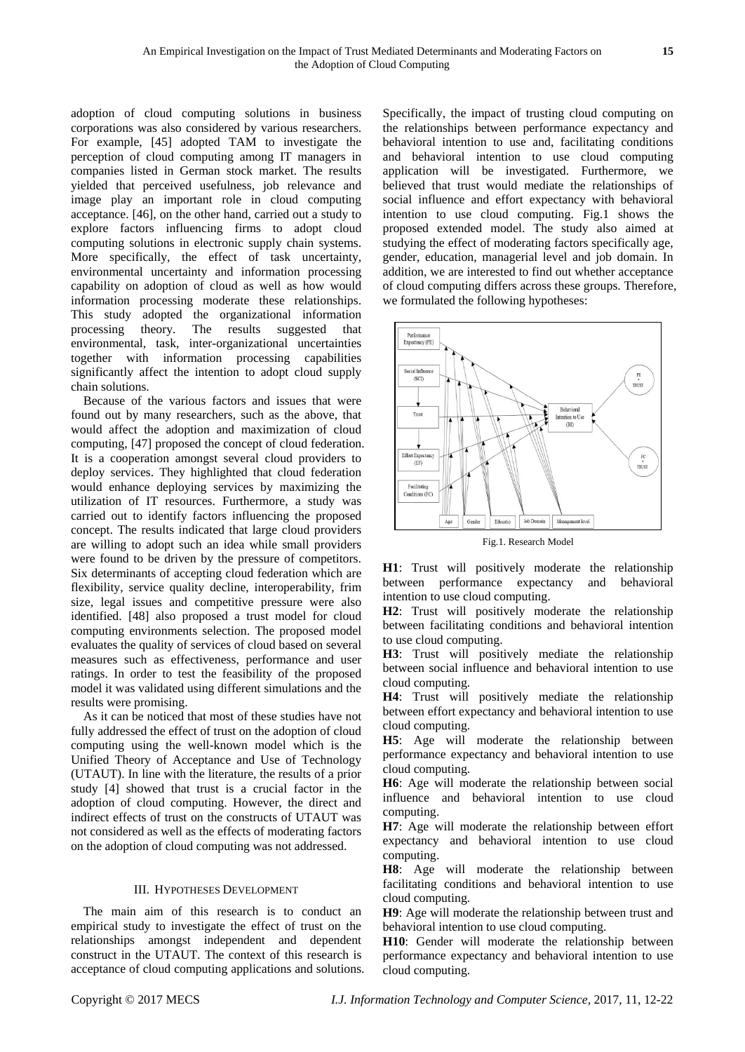adoption of cloud computing solutions in business corporations was also considered by various researchers. For example, [45] adopted TAM to investigate the perception of cloud computing among IT managers in companies listed in German stock market. The results yielded that perceived usefulness, job relevance and image play an important role in cloud computing acceptance. [46], on the other hand, carried out a study to explore factors influencing firms to adopt cloud computing solutions in electronic supply chain systems. More specifically, the effect of task uncertainty, environmental uncertainty and information processing capability on adoption of cloud as well as how would information processing moderate these relationships. This study adopted the organizational information processing theory. The results suggested that environmental, task, inter-organizational uncertainties together with information processing capabilities significantly affect the intention to adopt cloud supply chain solutions.

Because of the various factors and issues that were found out by many researchers, such as the above, that would affect the adoption and maximization of cloud computing, [47] proposed the concept of cloud federation. It is a cooperation amongst several cloud providers to deploy services. They highlighted that cloud federation would enhance deploying services by maximizing the utilization of IT resources. Furthermore, a study was carried out to identify factors influencing the proposed concept. The results indicated that large cloud providers are willing to adopt such an idea while small providers were found to be driven by the pressure of competitors. Six determinants of accepting cloud federation which are flexibility, service quality decline, interoperability, frim size, legal issues and competitive pressure were also identified. [48] also proposed a trust model for cloud computing environments selection. The proposed model evaluates the quality of services of cloud based on several measures such as effectiveness, performance and user ratings. In order to test the feasibility of the proposed model it was validated using different simulations and the results were promising.

As it can be noticed that most of these studies have not fully addressed the effect of trust on the adoption of cloud computing using the well-known model which is the Unified Theory of Acceptance and Use of Technology (UTAUT). In line with the literature, the results of a prior study [4] showed that trust is a crucial factor in the adoption of cloud computing. However, the direct and indirect effects of trust on the constructs of UTAUT was not considered as well as the effects of moderating factors on the adoption of cloud computing was not addressed.

## III. Hypotheses Development

The main aim of this research is to conduct an empirical study to investigate the effect of trust on the relationships amongst independent and dependent construct in the UTAUT. The context of this research is acceptance of cloud computing applications and solutions. Specifically, the impact of trusting cloud computing on the relationships between performance expectancy and behavioral intention to use and, facilitating conditions and behavioral intention to use cloud computing application will be investigated. Furthermore, we believed that trust would mediate the relationships of social influence and effort expectancy with behavioral intention to use cloud computing. Fig.1 shows the proposed extended model. The study also aimed at studying the effect of moderating factors specifically age, gender, education, managerial level and job domain. In addition, we are interested to find out whether acceptance of cloud computing differs across these groups. Therefore, we formulated the following hypotheses:

Fig.1. Research Model

**H1**: Trust will positively moderate the relationship between performance expectancy and behavioral intention to use cloud computing.

**H2**: Trust will positively moderate the relationship between facilitating conditions and behavioral intention to use cloud computing.

**H3**: Trust will positively mediate the relationship between social influence and behavioral intention to use cloud computing.

**H4**: Trust will positively mediate the relationship between effort expectancy and behavioral intention to use cloud computing.

**H5**: Age will moderate the relationship between performance expectancy and behavioral intention to use cloud computing.

**H6**: Age will moderate the relationship between social influence and behavioral intention to use cloud computing.

**H7**: Age will moderate the relationship between effort expectancy and behavioral intention to use cloud computing.

**H8**: Age will moderate the relationship between facilitating conditions and behavioral intention to use cloud computing.

**H9**: Age will moderate the relationship between trust and behavioral intention to use cloud computing.

**H10**: Gender will moderate the relationship between performance expectancy and behavioral intention to use cloud computing.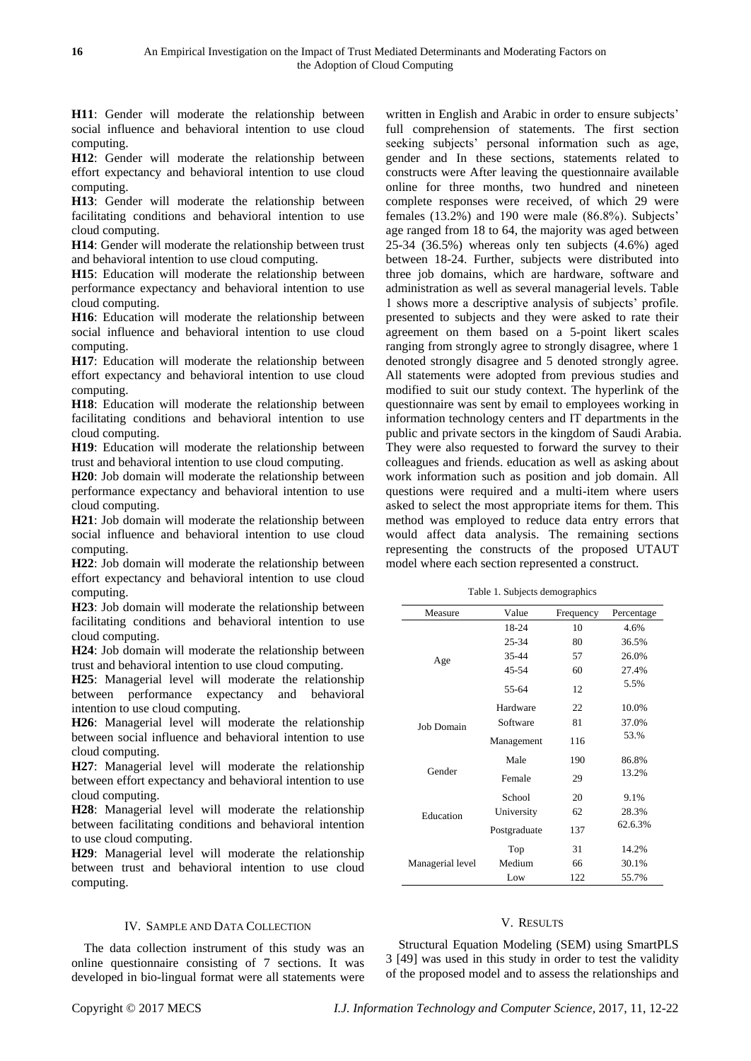**H11**: Gender will moderate the relationship between social influence and behavioral intention to use cloud computing.

**H12**: Gender will moderate the relationship between effort expectancy and behavioral intention to use cloud computing.

**H13**: Gender will moderate the relationship between facilitating conditions and behavioral intention to use cloud computing.

**H14**: Gender will moderate the relationship between trust and behavioral intention to use cloud computing.

**H15**: Education will moderate the relationship between performance expectancy and behavioral intention to use cloud computing.

**H16**: Education will moderate the relationship between social influence and behavioral intention to use cloud computing.

**H17**: Education will moderate the relationship between effort expectancy and behavioral intention to use cloud computing.

**H18**: Education will moderate the relationship between facilitating conditions and behavioral intention to use cloud computing.

**H19**: Education will moderate the relationship between trust and behavioral intention to use cloud computing.

**H20**: Job domain will moderate the relationship between performance expectancy and behavioral intention to use cloud computing.

**H21**: Job domain will moderate the relationship between social influence and behavioral intention to use cloud computing.

**H22**: Job domain will moderate the relationship between effort expectancy and behavioral intention to use cloud computing.

**H23**: Job domain will moderate the relationship between facilitating conditions and behavioral intention to use cloud computing.

**H24**: Job domain will moderate the relationship between trust and behavioral intention to use cloud computing.

**H25**: Managerial level will moderate the relationship between performance expectancy and behavioral intention to use cloud computing.

**H26**: Managerial level will moderate the relationship between social influence and behavioral intention to use cloud computing.

**H27**: Managerial level will moderate the relationship between effort expectancy and behavioral intention to use cloud computing.

**H28**: Managerial level will moderate the relationship between facilitating conditions and behavioral intention to use cloud computing.

**H29**: Managerial level will moderate the relationship between trust and behavioral intention to use cloud computing.

## IV. Sample and Data Collection

The data collection instrument of this study was an online questionnaire consisting of 7 sections. It was developed in bio-lingual format were all statements were written in English and Arabic in order to ensure subjects' full comprehension of statements. The first section seeking subjects' personal information such as age, gender and In these sections, statements related to constructs were After leaving the questionnaire available online for three months, two hundred and nineteen complete responses were received, of which 29 were females (13.2%) and 190 were male (86.8%). Subjects' age ranged from 18 to 64, the majority was aged between 25-34 (36.5%) whereas only ten subjects (4.6%) aged between 18-24. Further, subjects were distributed into three job domains, which are hardware, software and administration as well as several managerial levels. Table 1 shows more a descriptive analysis of subjects' profile. presented to subjects and they were asked to rate their agreement on them based on a 5-point likert scales ranging from strongly agree to strongly disagree, where 1 denoted strongly disagree and 5 denoted strongly agree. All statements were adopted from previous studies and modified to suit our study context. The hyperlink of the questionnaire was sent by email to employees working in information technology centers and IT departments in the public and private sectors in the kingdom of Saudi Arabia. They were also requested to forward the survey to their colleagues and friends. education as well as asking about work information such as position and job domain. All questions were required and a multi-item where users asked to select the most appropriate items for them. This method was employed to reduce data entry errors that would affect data analysis. The remaining sections representing the constructs of the proposed UTAUT model where each section represented a construct.

Table 1. Subjects demographics

| Measure | Value | Frequency | Percentage |
|---|---|---|---|
| Age | 18-24 | 10 | 4.6% |
| | 25-34 | 80 | 36.5% |
| | 35-44 | 57 | 26.0% |
| | 45-54 | 60 | 27.4% |
| | 55-64 | 12 | 5.5% |
| Job Domain | Hardware | 22 | 10.0% |
| | Software | 81 | 37.0% |
| | Management | 116 | 53.% |
| Gender | Male | 190 | 86.8% |
| | Female | 29 | 13.2% |
| Education | School | 20 | 9.1% |
| | University | 62 | 28.3% |
| | Postgraduate | 137 | 62.6.3% |
| Managerial level | Top | 31 | 14.2% |
| | Medium | 66 | 30.1% |
| | Low | 122 | 55.7% |

## V. Results

Structural Equation Modeling (SEM) using SmartPLS 3 [49] was used in this study in order to test the validity of the proposed model and to assess the relationships and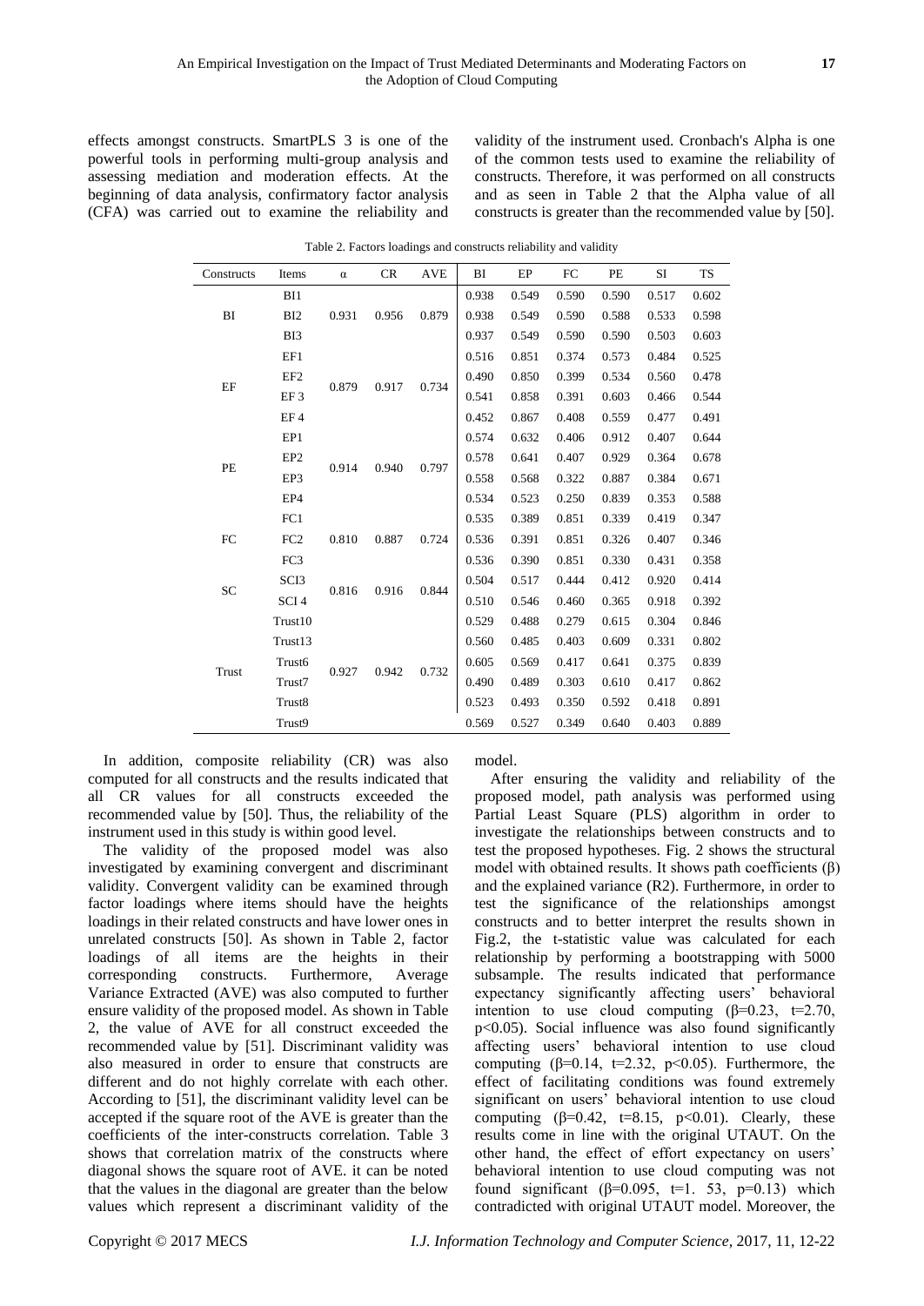effects amongst constructs. SmartPLS 3 is one of the powerful tools in performing multi-group analysis and assessing mediation and moderation effects. At the beginning of data analysis, confirmatory factor analysis (CFA) was carried out to examine the reliability and validity of the instrument used. Cronbach's Alpha is one of the common tests used to examine the reliability of constructs. Therefore, it was performed on all constructs and as seen in Table 2 that the Alpha value of all constructs is greater than the recommended value by [50].

Table 2. Factors loadings and constructs reliability and validity

| Constructs | Items | α | CR | AVE | BI | EP | FC | PE | SI | TS |
|---|---|---|---|---|---|---|---|---|---|---|
| BI | BI1 | 0.931 | 0.956 | 0.879 | 0.938 | 0.549 | 0.590 | 0.590 | 0.517 | 0.602 |
| | BI2 | | | | 0.938 | 0.549 | 0.590 | 0.588 | 0.533 | 0.598 |
| | BI3 | | | | 0.937 | 0.549 | 0.590 | 0.590 | 0.503 | 0.603 |
| EF | EF1 | 0.879 | 0.917 | 0.734 | 0.516 | 0.851 | 0.374 | 0.573 | 0.484 | 0.525 |
| | EF2 | | | | 0.490 | 0.850 | 0.399 | 0.534 | 0.560 | 0.478 |
| | EF 3 | | | | 0.541 | 0.858 | 0.391 | 0.603 | 0.466 | 0.544 |
| | EF 4 | | | | 0.452 | 0.867 | 0.408 | 0.559 | 0.477 | 0.491 |
| PE | EP1 | 0.914 | 0.940 | 0.797 | 0.574 | 0.632 | 0.406 | 0.912 | 0.407 | 0.644 |
| | EP2 | | | | 0.578 | 0.641 | 0.407 | 0.929 | 0.364 | 0.678 |
| | EP3 | | | | 0.558 | 0.568 | 0.322 | 0.887 | 0.384 | 0.671 |
| | EP4 | | | | 0.534 | 0.523 | 0.250 | 0.839 | 0.353 | 0.588 |
| FC | FC1 | 0.810 | 0.887 | 0.724 | 0.535 | 0.389 | 0.851 | 0.339 | 0.419 | 0.347 |
| | FC2 | | | | 0.536 | 0.391 | 0.851 | 0.326 | 0.407 | 0.346 |
| | FC3 | | | | 0.536 | 0.390 | 0.851 | 0.330 | 0.431 | 0.358 |
| SC | SCI3 | 0.816 | 0.916 | 0.844 | 0.504 | 0.517 | 0.444 | 0.412 | 0.920 | 0.414 |
| | SCI 4 | | | | 0.510 | 0.546 | 0.460 | 0.365 | 0.918 | 0.392 |
| Trust | Trust10 | 0.927 | 0.942 | 0.732 | 0.529 | 0.488 | 0.279 | 0.615 | 0.304 | 0.846 |
| | Trust13 | | | | 0.560 | 0.485 | 0.403 | 0.609 | 0.331 | 0.802 |
| | Trust6 | | | | 0.605 | 0.569 | 0.417 | 0.641 | 0.375 | 0.839 |
| | Trust7 | | | | 0.490 | 0.489 | 0.303 | 0.610 | 0.417 | 0.862 |
| | Trust8 | | | | 0.523 | 0.493 | 0.350 | 0.592 | 0.418 | 0.891 |
| | Trust9 | | | | 0.569 | 0.527 | 0.349 | 0.640 | 0.403 | 0.889 |

In addition, composite reliability (CR) was also computed for all constructs and the results indicated that all CR values for all constructs exceeded the recommended value by [50]. Thus, the reliability of the instrument used in this study is within good level.

The validity of the proposed model was also investigated by examining convergent and discriminant validity. Convergent validity can be examined through factor loadings where items should have the heights loadings in their related constructs and have lower ones in unrelated constructs [50]. As shown in Table 2, factor loadings of all items are the heights in their corresponding constructs. Furthermore, Average Variance Extracted (AVE) was also computed to further ensure validity of the proposed model. As shown in Table 2, the value of AVE for all construct exceeded the recommended value by [51]. Discriminant validity was also measured in order to ensure that constructs are different and do not highly correlate with each other. According to [51], the discriminant validity level can be accepted if the square root of the AVE is greater than the coefficients of the inter-constructs correlation. Table 3 shows that correlation matrix of the constructs where diagonal shows the square root of AVE. it can be noted that the values in the diagonal are greater than the below values which represent a discriminant validity of the model.

After ensuring the validity and reliability of the proposed model, path analysis was performed using Partial Least Square (PLS) algorithm in order to investigate the relationships between constructs and to test the proposed hypotheses. Fig. 2 shows the structural model with obtained results. It shows path coefficients (β) and the explained variance (R2). Furthermore, in order to test the significance of the relationships amongst constructs and to better interpret the results shown in Fig.2, the t-statistic value was calculated for each relationship by performing a bootstrapping with 5000 subsample. The results indicated that performance expectancy significantly affecting users' behavioral intention to use cloud computing ($\beta$=0.23, t=2.70, $p<0.05$). Social influence was also found significantly affecting users' behavioral intention to use cloud computing ($\beta$=0.14, t=2.32, $p<0.05$). Furthermore, the effect of facilitating conditions was found extremely significant on users' behavioral intention to use cloud computing ($\beta$=0.42, t=8.15, $p<0.01$). Clearly, these results come in line with the original UTAUT. On the other hand, the effect of effort expectancy on users' behavioral intention to use cloud computing was not found significant ($\beta$=0.095, t=1. 53, p=0.13) which contradicted with original UTAUT model. Moreover, the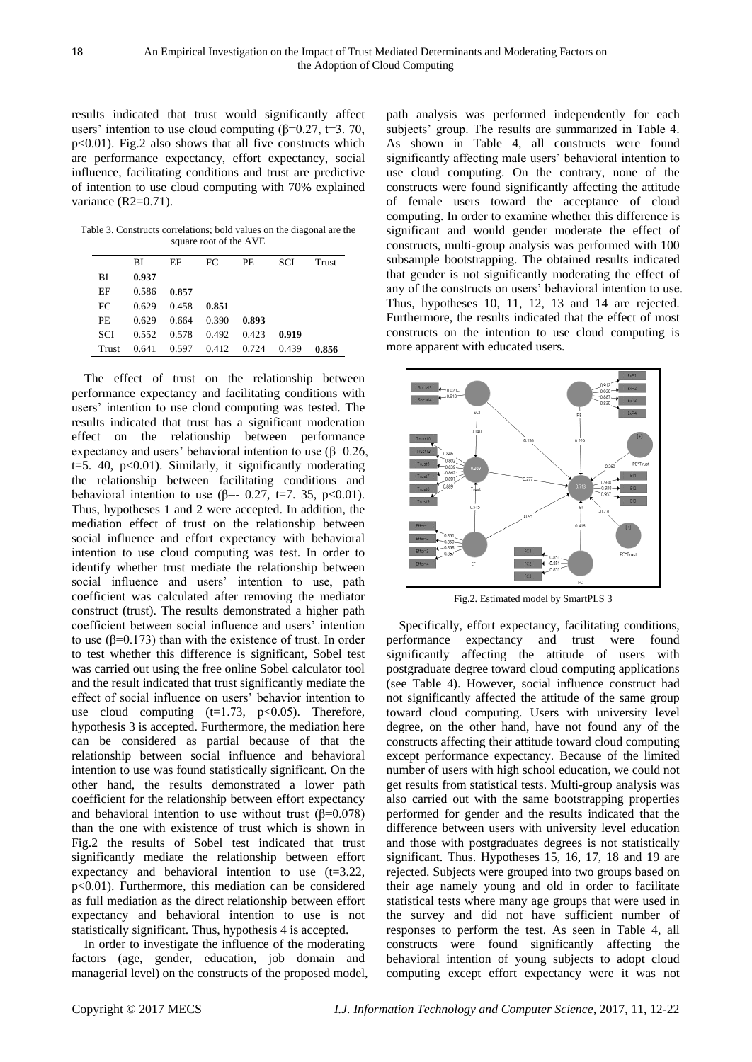results indicated that trust would significantly affect users' intention to use cloud computing ($\beta$=0.27, t=3. 70, p<0.01). Fig.2 also shows that all five constructs which are performance expectancy, effort expectancy, social influence, facilitating conditions and trust are predictive of intention to use cloud computing with 70% explained variance ($R^2$=0.71).

Table 3. Constructs correlations; bold values on the diagonal are the square root of the AVE

| | BI | EF | FC | PE | SCI | Trust |
|---|---|---|---|---|---|---|
| BI | **0.937** | | | | | |
| EF | 0.586 | **0.857** | | | | |
| FC | 0.629 | 0.458 | **0.851** | | | |
| PE | 0.629 | 0.664 | 0.390 | **0.893** | | |
| SCI | 0.552 | 0.578 | 0.492 | 0.423 | **0.919** | |
| Trust | 0.641 | 0.597 | 0.412 | 0.724 | 0.439 | **0.856** |

The effect of trust on the relationship between performance expectancy and facilitating conditions with users' intention to use cloud computing was tested. The results indicated that trust has a significant moderation effect on the relationship between performance expectancy and users' behavioral intention to use ($\beta$=0.26, t=5. 40, p<0.01). Similarly, it significantly moderating the relationship between facilitating conditions and behavioral intention to use ($\beta$=- 0.27, t=7. 35, p<0.01). Thus, hypotheses 1 and 2 were accepted. In addition, the mediation effect of trust on the relationship between social influence and effort expectancy with behavioral intention to use cloud computing was test. In order to identify whether trust mediate the relationship between social influence and users' intention to use, path coefficient was calculated after removing the mediator construct (trust). The results demonstrated a higher path coefficient between social influence and users' intention to use ($\beta$=0.173) than with the existence of trust. In order to test whether this difference is significant, Sobel test was carried out using the free online Sobel calculator tool and the result indicated that trust significantly mediate the effect of social influence on users' behavior intention to use cloud computing (t=1.73, p<0.05). Therefore, hypothesis 3 is accepted. Furthermore, the mediation here can be considered as partial because of that the relationship between social influence and behavioral intention to use was found statistically significant. On the other hand, the results demonstrated a lower path coefficient for the relationship between effort expectancy and behavioral intention to use without trust ($\beta$=0.078) than the one with existence of trust which is shown in Fig.2 the results of Sobel test indicated that trust significantly mediate the relationship between effort expectancy and behavioral intention to use (t=3.22, p<0.01). Furthermore, this mediation can be considered as full mediation as the direct relationship between effort expectancy and behavioral intention to use is not statistically significant. Thus, hypothesis 4 is accepted.

In order to investigate the influence of the moderating factors (age, gender, education, job domain and managerial level) on the constructs of the proposed model, path analysis was performed independently for each subjects' group. The results are summarized in Table 4. As shown in Table 4, all constructs were found significantly affecting male users' behavioral intention to use cloud computing. On the contrary, none of the constructs were found significantly affecting the attitude of female users toward the acceptance of cloud computing. In order to examine whether this difference is significant and would gender moderate the effect of constructs, multi-group analysis was performed with 100 subsample bootstrapping. The obtained results indicated that gender is not significantly moderating the effect of any of the constructs on users' behavioral intention to use. Thus, hypotheses 10, 11, 12, 13 and 14 are rejected. Furthermore, the results indicated that the effect of most constructs on the intention to use cloud computing is more apparent with educated users.

Fig.2. Estimated model by SmartPLS 3

Specifically, effort expectancy, facilitating conditions, performance expectancy and trust were found significantly affecting the attitude of users with postgraduate degree toward cloud computing applications (see Table 4). However, social influence construct had not significantly affected the attitude of the same group toward cloud computing. Users with university level degree, on the other hand, have not found any of the constructs affecting their attitude toward cloud computing except performance expectancy. Because of the limited number of users with high school education, we could not get results from statistical tests. Multi-group analysis was also carried out with the same bootstrapping properties performed for gender and the results indicated that the difference between users with university level education and those with postgraduates degrees is not statistically significant. Thus. Hypotheses 15, 16, 17, 18 and 19 are rejected. Subjects were grouped into two groups based on their age namely young and old in order to facilitate statistical tests where many age groups that were used in the survey and did not have sufficient number of responses to perform the test. As seen in Table 4, all constructs were found significantly affecting the behavioral intention of young subjects to adopt cloud computing except effort expectancy were it was not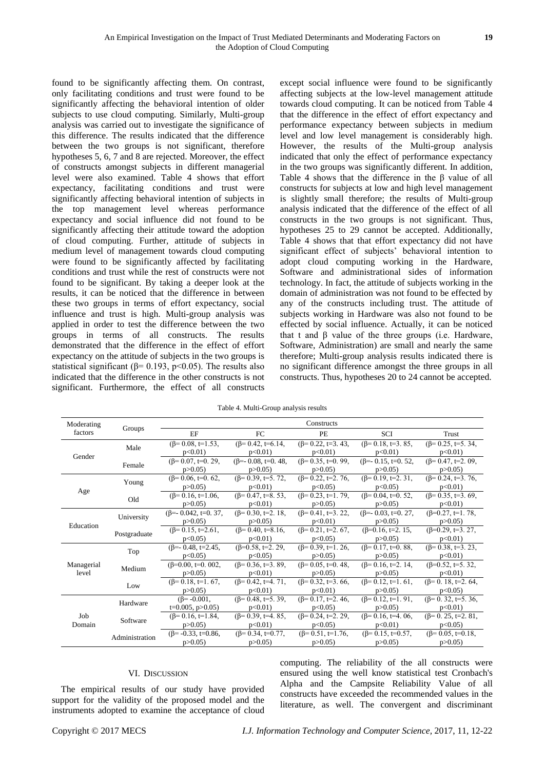found to be significantly affecting them. On contrast, only facilitating conditions and trust were found to be significantly affecting the behavioral intention of older subjects to use cloud computing. Similarly, Multi-group analysis was carried out to investigate the significance of this difference. The results indicated that the difference between the two groups is not significant, therefore hypotheses 5, 6, 7 and 8 are rejected. Moreover, the effect of constructs amongst subjects in different managerial level were also examined. Table 4 shows that effort expectancy, facilitating conditions and trust were significantly affecting behavioral intention of subjects in the top management level whereas performance expectancy and social influence did not found to be significantly affecting their attitude toward the adoption of cloud computing. Further, attitude of subjects in medium level of management towards cloud computing were found to be significantly affected by facilitating conditions and trust while the rest of constructs were not found to be significant. By taking a deeper look at the results, it can be noticed that the difference in between these two groups in terms of effort expectancy, social influence and trust is high. Multi-group analysis was applied in order to test the difference between the two groups in terms of all constructs. The results demonstrated that the difference in the effect of effort expectancy on the attitude of subjects in the two groups is statistical significant ($\beta = 0.193$, $p<0.05$). The results also indicated that the difference in the other constructs is not significant. Furthermore, the effect of all constructs except social influence were found to be significantly affecting subjects at the low-level management attitude towards cloud computing. It can be noticed from Table 4 that the difference in the effect of effort expectancy and performance expectancy between subjects in medium level and low level management is considerably high. However, the results of the Multi-group analysis indicated that only the effect of performance expectancy in the two groups was significantly different. In addition, Table 4 shows that the difference in the $\beta$ value of all constructs for subjects at low and high level management is slightly small therefore; the results of Multi-group analysis indicated that the difference of the effect of all constructs in the two groups is not significant. Thus, hypotheses 25 to 29 cannot be accepted. Additionally, Table 4 shows that that effort expectancy did not have significant effect of subjects' behavioral intention to adopt cloud computing working in the Hardware, Software and administrational sides of information technology. In fact, the attitude of subjects working in the domain of administration was not found to be effected by any of the constructs including trust. The attitude of subjects working in Hardware was also not found to be effected by social influence. Actually, it can be noticed that t and $\beta$ value of the three groups (i.e. Hardware, Software, Administration) are small and nearly the same therefore; Multi-group analysis results indicated there is no significant difference amongst the three groups in all constructs. Thus, hypotheses 20 to 24 cannot be accepted.

Table 4. Multi-Group analysis results

| Moderating factors | Groups | Constructs | | | | |
|---|---|---|---|---|---|---|
| | | EF | FC | PE | SCI | Trust |
| Gender | Male | ($\beta$= 0.08, t=1.53, p<0.01) | ($\beta$= 0.42, t=6.14, p<0.01) | ($\beta$= 0.22, t=3. 43, p<0.01) | ($\beta$= 0.18, t=3. 85, p<0.01) | ($\beta$= 0.25, t=5. 34, p<0.01) |
| | Female | ($\beta$= 0.07, t=0. 29, p>0.05) | ($\beta$=- 0.08, t=0. 48, p>0.05) | ($\beta$= 0.35, t=0. 99, p>0.05) | ($\beta$=- 0.15, t=0. 52, p>0.05) | ($\beta$= 0.47, t=2. 09, p>0.05) |
| Age | Young | ($\beta$= 0.06, t=0. 62, p>0.05) | ($\beta$= 0.39, t=5. 72, p<0.01) | ($\beta$= 0.22, t=2. 76, p<0.05) | ($\beta$= 0.19, t=2. 31, p<0.05) | ($\beta$= 0.24, t=3. 76, p<0.01) |
| | Old | ($\beta$= 0.16, t=1.06, p>0.05) | ($\beta$= 0.47, t=8. 53, p<0.01) | ($\beta$= 0.23, t=1. 79, p>0.05) | ($\beta$= 0.04, t=0. 52, p>0.05) | ($\beta$= 0.35, t=3. 69, p<0.01) |
| Education | University | ($\beta$=- 0.042, t=0. 37, p>0.05) | ($\beta$= 0.30, t=2. 18, p>0.05) | ($\beta$= 0.41, t=3. 22, p<0.01) | ($\beta$=- 0.03, t=0. 27, p>0.05) | ($\beta$=0.27, t=1. 78, p>0.05) |
| | Postgraduate | ($\beta$= 0.15, t=2.61, p<0.05) | ($\beta$= 0.40, t=8.16, p<0.01) | ($\beta$= 0.21, t=2. 67, p<0.05) | ($\beta$=0.16, t=2. 15, p>0.05) | ($\beta$=0.29, t=3. 27, p<0.01) |
| Managerial level | Top | ($\beta$=- 0.48, t=2.45, p<0.05) | ($\beta$=0.58, t=2. 29, p<0.05) | ($\beta$= 0.39, t=1. 26, p>0.05) | ($\beta$= 0.17, t=0. 88, p>0.05) | ($\beta$= 0.38, t=3. 23, p<0.01) |
| | Medium | ($\beta$=0.00, t=0. 002, p>0.05) | ($\beta$= 0.36, t=3. 89, p<0.01) | ($\beta$= 0.05, t=0. 48, p>0.05) | ($\beta$= 0.16, t=2. 14, p>0.05) | ($\beta$=0.52, t=5. 32, p<0.01) |
| | Low | ($\beta$= 0.18, t=1. 67, p>0.05) | ($\beta$= 0.42, t=4. 71, p<0.01) | ($\beta$= 0.32, t=3. 66, p<0.01) | ($\beta$= 0.12, t=1. 61, p>0.05) | ($\beta$= 0. 18, t=2. 64, p<0.05) |
| Job Domain | Hardware | ($\beta$= -0.001, t=0.005, p>0.05) | ($\beta$= 0.48, t=5. 39, p<0.01) | ($\beta$= 0.17, t=2. 46, p<0.05) | ($\beta$= 0.12, t=1. 91, p>0.05) | ($\beta$= 0. 32, t=5. 36, p<0.01) |
| | Software | ($\beta$= 0.16, t=1.84, p>0.05) | ($\beta$= 0.39, t=4. 85, p<0.01) | ($\beta$= 0.24, t=2. 29, p<0.05) | ($\beta$= 0.16, t=4. 06, p<0.01) | ($\beta$= 0. 25, t=2. 81, p<0.05) |
| | Administration | ($\beta$= -0.33, t=0.86, p>0.05) | ($\beta$= 0.34, t=0.77, p>0.05) | ($\beta$= 0.51, t=1.76, p>0.05) | ($\beta$= 0.15, t=0.57, p>0.05) | ($\beta$= 0.05, t=0.18, p>0.05) |

## VI. Discussion

The empirical results of our study have provided support for the validity of the proposed model and the instruments adopted to examine the acceptance of cloud computing. The reliability of the all constructs were ensured using the well know statistical test Cronbach's Alpha and the Campsite Reliability Value of all constructs have exceeded the recommended values in the literature, as well. The convergent and discriminant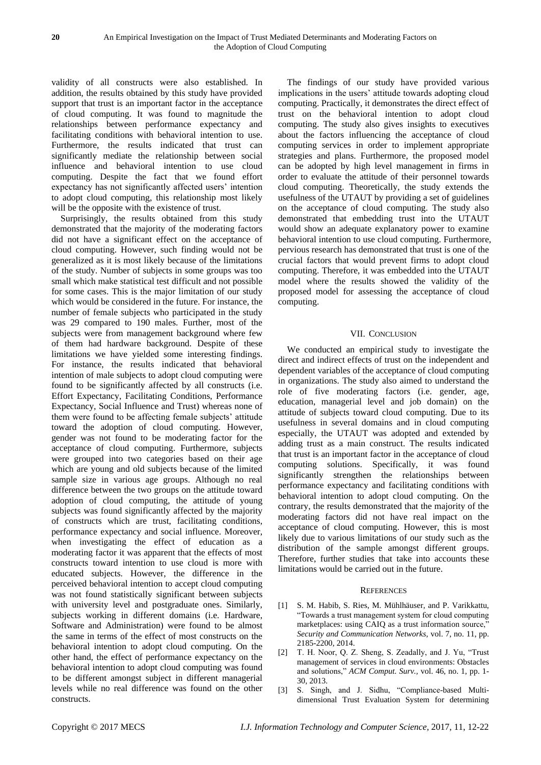validity of all constructs were also established. In addition, the results obtained by this study have provided support that trust is an important factor in the acceptance of cloud computing. It was found to magnitude the relationships between performance expectancy and facilitating conditions with behavioral intention to use. Furthermore, the results indicated that trust can significantly mediate the relationship between social influence and behavioral intention to use cloud computing. Despite the fact that we found effort expectancy has not significantly affected users' intention to adopt cloud computing, this relationship most likely will be the opposite with the existence of trust.

Surprisingly, the results obtained from this study demonstrated that the majority of the moderating factors did not have a significant effect on the acceptance of cloud computing. However, such finding would not be generalized as it is most likely because of the limitations of the study. Number of subjects in some groups was too small which make statistical test difficult and not possible for some cases. This is the major limitation of our study which would be considered in the future. For instance, the number of female subjects who participated in the study was 29 compared to 190 males. Further, most of the subjects were from management background where few of them had hardware background. Despite of these limitations we have yielded some interesting findings. For instance, the results indicated that behavioral intention of male subjects to adopt cloud computing were found to be significantly affected by all constructs (i.e. Effort Expectancy, Facilitating Conditions, Performance Expectancy, Social Influence and Trust) whereas none of them were found to be affecting female subjects' attitude toward the adoption of cloud computing. However, gender was not found to be moderating factor for the acceptance of cloud computing. Furthermore, subjects were grouped into two categories based on their age which are young and old subjects because of the limited sample size in various age groups. Although no real difference between the two groups on the attitude toward adoption of cloud computing, the attitude of young subjects was found significantly affected by the majority of constructs which are trust, facilitating conditions, performance expectancy and social influence. Moreover, when investigating the effect of education as a moderating factor it was apparent that the effects of most constructs toward intention to use cloud is more with educated subjects. However, the difference in the perceived behavioral intention to accept cloud computing was not found statistically significant between subjects with university level and postgraduate ones. Similarly, subjects working in different domains (i.e. Hardware, Software and Administration) were found to be almost the same in terms of the effect of most constructs on the behavioral intention to adopt cloud computing. On the other hand, the effect of performance expectancy on the behavioral intention to adopt cloud computing was found to be different amongst subject in different managerial levels while no real difference was found on the other constructs.

The findings of our study have provided various implications in the users' attitude towards adopting cloud computing. Practically, it demonstrates the direct effect of trust on the behavioral intention to adopt cloud computing. The study also gives insights to executives about the factors influencing the acceptance of cloud computing services in order to implement appropriate strategies and plans. Furthermore, the proposed model can be adopted by high level management in firms in order to evaluate the attitude of their personnel towards cloud computing. Theoretically, the study extends the usefulness of the UTAUT by providing a set of guidelines on the acceptance of cloud computing. The study also demonstrated that embedding trust into the UTAUT would show an adequate explanatory power to examine behavioral intention to use cloud computing. Furthermore, pervious research has demonstrated that trust is one of the crucial factors that would prevent firms to adopt cloud computing. Therefore, it was embedded into the UTAUT model where the results showed the validity of the proposed model for assessing the acceptance of cloud computing.

## VII. Conclusion

We conducted an empirical study to investigate the direct and indirect effects of trust on the independent and dependent variables of the acceptance of cloud computing in organizations. The study also aimed to understand the role of five moderating factors (i.e. gender, age, education, managerial level and job domain) on the attitude of subjects toward cloud computing. Due to its usefulness in several domains and in cloud computing especially, the UTAUT was adopted and extended by adding trust as a main construct. The results indicated that trust is an important factor in the acceptance of cloud computing solutions. Specifically, it was found significantly strengthen the relationships between performance expectancy and facilitating conditions with behavioral intention to adopt cloud computing. On the contrary, the results demonstrated that the majority of the moderating factors did not have real impact on the acceptance of cloud computing. However, this is most likely due to various limitations of our study such as the distribution of the sample amongst different groups. Therefore, further studies that take into accounts these limitations would be carried out in the future.

## References

[1] S. M. Habib, S. Ries, M. Mühlhäuser, and P. Varikkattu, "Towards a trust management system for cloud computing marketplaces: using CAIQ as a trust information source," *Security and Communication Networks*, vol. 7, no. 11, pp. 2185-2200, 2014.

[2] T. H. Noor, Q. Z. Sheng, S. Zeadally, and J. Yu, "Trust management of services in cloud environments: Obstacles and solutions," *ACM Comput. Surv.*, vol. 46, no. 1, pp. 1-30, 2013.

[3] S. Singh, and J. Sidhu, "Compliance-based Multi-dimensional Trust Evaluation System for determining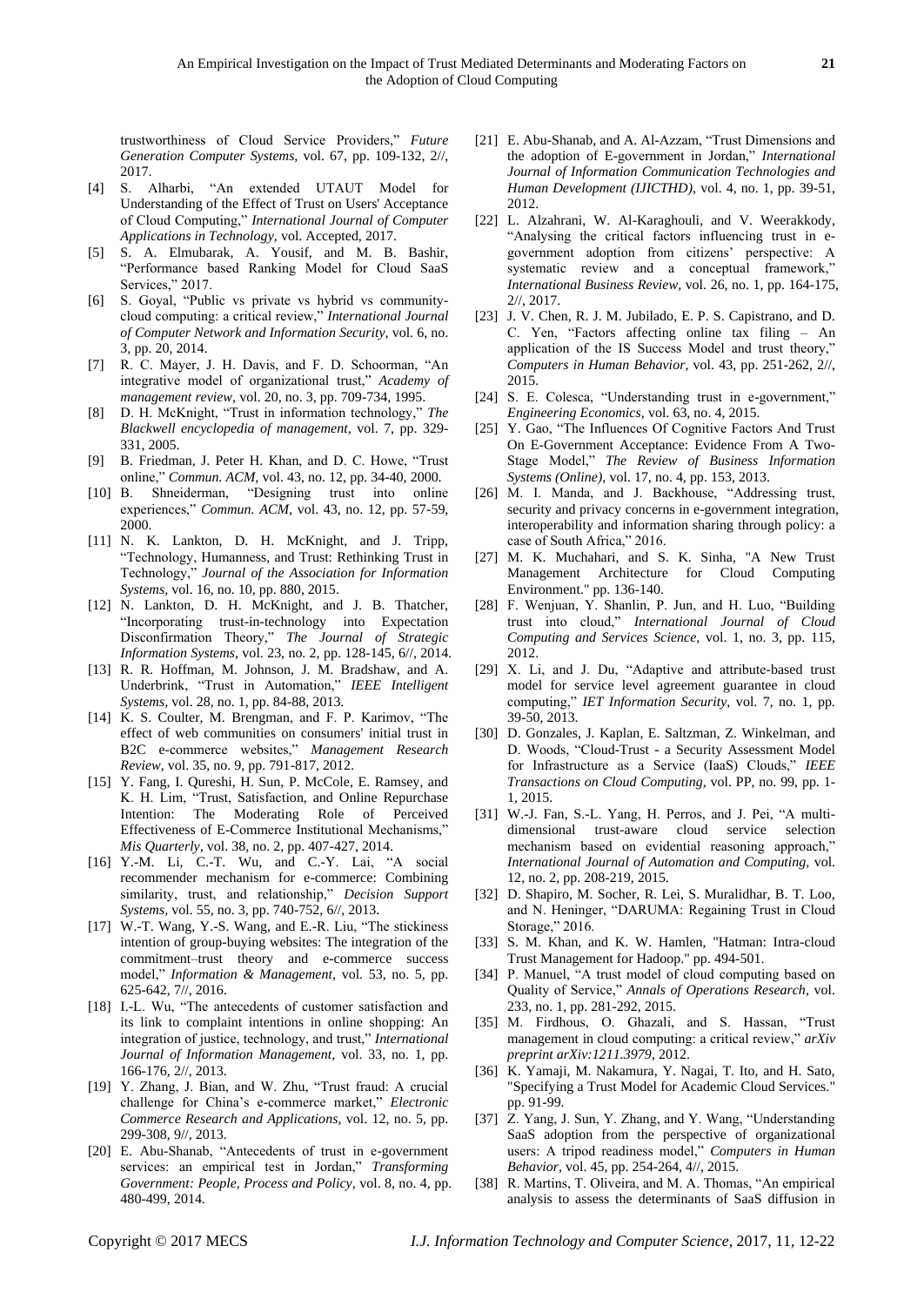trustworthiness of Cloud Service Providers," *Future Generation Computer Systems*, vol. 67, pp. 109-132, 2//, 2017.

[4] S. Alharbi, "An extended UTAUT Model for Understanding of the Effect of Trust on Users' Acceptance of Cloud Computing," *International Journal of Computer Applications in Technology*, vol. Accepted, 2017.

[5] S. A. Elmubarak, A. Yousif, and M. B. Bashir, "Performance based Ranking Model for Cloud SaaS Services," 2017.

[6] S. Goyal, "Public vs private vs hybrid vs community-cloud computing: a critical review," *International Journal of Computer Network and Information Security*, vol. 6, no. 3, pp. 20, 2014.

[7] R. C. Mayer, J. H. Davis, and F. D. Schoorman, "An integrative model of organizational trust," *Academy of management review*, vol. 20, no. 3, pp. 709-734, 1995.

[8] D. H. McKnight, "Trust in information technology," *The Blackwell encyclopedia of management*, vol. 7, pp. 329-331, 2005.

[9] B. Friedman, J. Peter H. Khan, and D. C. Howe, "Trust online," *Commun. ACM*, vol. 43, no. 12, pp. 34-40, 2000.

[10] B. Shneiderman, "Designing trust into online experiences," *Commun. ACM*, vol. 43, no. 12, pp. 57-59, 2000.

[11] N. K. Lankton, D. H. McKnight, and J. Tripp, "Technology, Humanness, and Trust: Rethinking Trust in Technology," *Journal of the Association for Information Systems*, vol. 16, no. 10, pp. 880, 2015.

[12] N. Lankton, D. H. McKnight, and J. B. Thatcher, "Incorporating trust-in-technology into Expectation Disconfirmation Theory," *The Journal of Strategic Information Systems*, vol. 23, no. 2, pp. 128-145, 6//, 2014.

[13] R. R. Hoffman, M. Johnson, J. M. Bradshaw, and A. Underbrink, "Trust in Automation," *IEEE Intelligent Systems*, vol. 28, no. 1, pp. 84-88, 2013.

[14] K. S. Coulter, M. Brengman, and F. P. Karimov, "The effect of web communities on consumers' initial trust in B2C e-commerce websites," *Management Research Review*, vol. 35, no. 9, pp. 791-817, 2012.

[15] Y. Fang, I. Qureshi, H. Sun, P. McCole, E. Ramsey, and K. H. Lim, "Trust, Satisfaction, and Online Repurchase Intention: The Moderating Role of Perceived Effectiveness of E-Commerce Institutional Mechanisms," *Mis Quarterly*, vol. 38, no. 2, pp. 407-427, 2014.

[16] Y.-M. Li, C.-T. Wu, and C.-Y. Lai, "A social recommender mechanism for e-commerce: Combining similarity, trust, and relationship," *Decision Support Systems*, vol. 55, no. 3, pp. 740-752, 6//, 2013.

[17] W.-T. Wang, Y.-S. Wang, and E.-R. Liu, "The stickiness intention of group-buying websites: The integration of the commitment–trust theory and e-commerce success model," *Information & Management*, vol. 53, no. 5, pp. 625-642, 7//, 2016.

[18] I.-L. Wu, "The antecedents of customer satisfaction and its link to complaint intentions in online shopping: An integration of justice, technology, and trust," *International Journal of Information Management*, vol. 33, no. 1, pp. 166-176, 2//, 2013.

[19] Y. Zhang, J. Bian, and W. Zhu, "Trust fraud: A crucial challenge for China's e-commerce market," *Electronic Commerce Research and Applications*, vol. 12, no. 5, pp. 299-308, 9//, 2013.

[20] E. Abu-Shanab, "Antecedents of trust in e-government services: an empirical test in Jordan," *Transforming Government: People, Process and Policy*, vol. 8, no. 4, pp. 480-499, 2014.

[21] E. Abu-Shanab, and A. Al-Azzam, "Trust Dimensions and the adoption of E-government in Jordan," *International Journal of Information Communication Technologies and Human Development (IJICTHD)*, vol. 4, no. 1, pp. 39-51, 2012.

[22] L. Alzahrani, W. Al-Karaghouli, and V. Weerakkody, "Analysing the critical factors influencing trust in e-government adoption from citizens' perspective: A systematic review and a conceptual framework," *International Business Review*, vol. 26, no. 1, pp. 164-175, 2//, 2017.

[23] J. V. Chen, R. J. M. Jubilado, E. P. S. Capistrano, and D. C. Yen, "Factors affecting online tax filing – An application of the IS Success Model and trust theory," *Computers in Human Behavior*, vol. 43, pp. 251-262, 2//, 2015.

[24] S. E. Colesca, "Understanding trust in e-government," *Engineering Economics*, vol. 63, no. 4, 2015.

[25] Y. Gao, "The Influences Of Cognitive Factors And Trust On E-Government Acceptance: Evidence From A Two-Stage Model," *The Review of Business Information Systems (Online)*, vol. 17, no. 4, pp. 153, 2013.

[26] M. I. Manda, and J. Backhouse, "Addressing trust, security and privacy concerns in e-government integration, interoperability and information sharing through policy: a case of South Africa," 2016.

[27] M. K. Muchahari, and S. K. Sinha, "A New Trust Management Architecture for Cloud Computing Environment." pp. 136-140.

[28] F. Wenjuan, Y. Shanlin, P. Jun, and H. Luo, "Building trust into cloud," *International Journal of Cloud Computing and Services Science*, vol. 1, no. 3, pp. 115, 2012.

[29] X. Li, and J. Du, "Adaptive and attribute-based trust model for service level agreement guarantee in cloud computing," *IET Information Security*, vol. 7, no. 1, pp. 39-50, 2013.

[30] D. Gonzales, J. Kaplan, E. Saltzman, Z. Winkelman, and D. Woods, "Cloud-Trust - a Security Assessment Model for Infrastructure as a Service (IaaS) Clouds," *IEEE Transactions on Cloud Computing*, vol. PP, no. 99, pp. 1-1, 2015.

[31] W.-J. Fan, S.-L. Yang, H. Perros, and J. Pei, "A multi-dimensional trust-aware cloud service selection mechanism based on evidential reasoning approach," *International Journal of Automation and Computing*, vol. 12, no. 2, pp. 208-219, 2015.

[32] D. Shapiro, M. Socher, R. Lei, S. Muralidhar, B. T. Loo, and N. Heninger, "DARUMA: Regaining Trust in Cloud Storage," 2016.

[33] S. M. Khan, and K. W. Hamlen, "Hatman: Intra-cloud Trust Management for Hadoop." pp. 494-501.

[34] P. Manuel, "A trust model of cloud computing based on Quality of Service," *Annals of Operations Research*, vol. 233, no. 1, pp. 281-292, 2015.

[35] M. Firdhous, O. Ghazali, and S. Hassan, "Trust management in cloud computing: a critical review," *arXiv preprint arXiv:1211.3979*, 2012.

[36] K. Yamaji, M. Nakamura, Y. Nagai, T. Ito, and H. Sato, "Specifying a Trust Model for Academic Cloud Services." pp. 91-99.

[37] Z. Yang, J. Sun, Y. Zhang, and Y. Wang, "Understanding SaaS adoption from the perspective of organizational users: A tripod readiness model," *Computers in Human Behavior*, vol. 45, pp. 254-264, 4//, 2015.

[38] R. Martins, T. Oliveira, and M. A. Thomas, "An empirical analysis to assess the determinants of SaaS diffusion in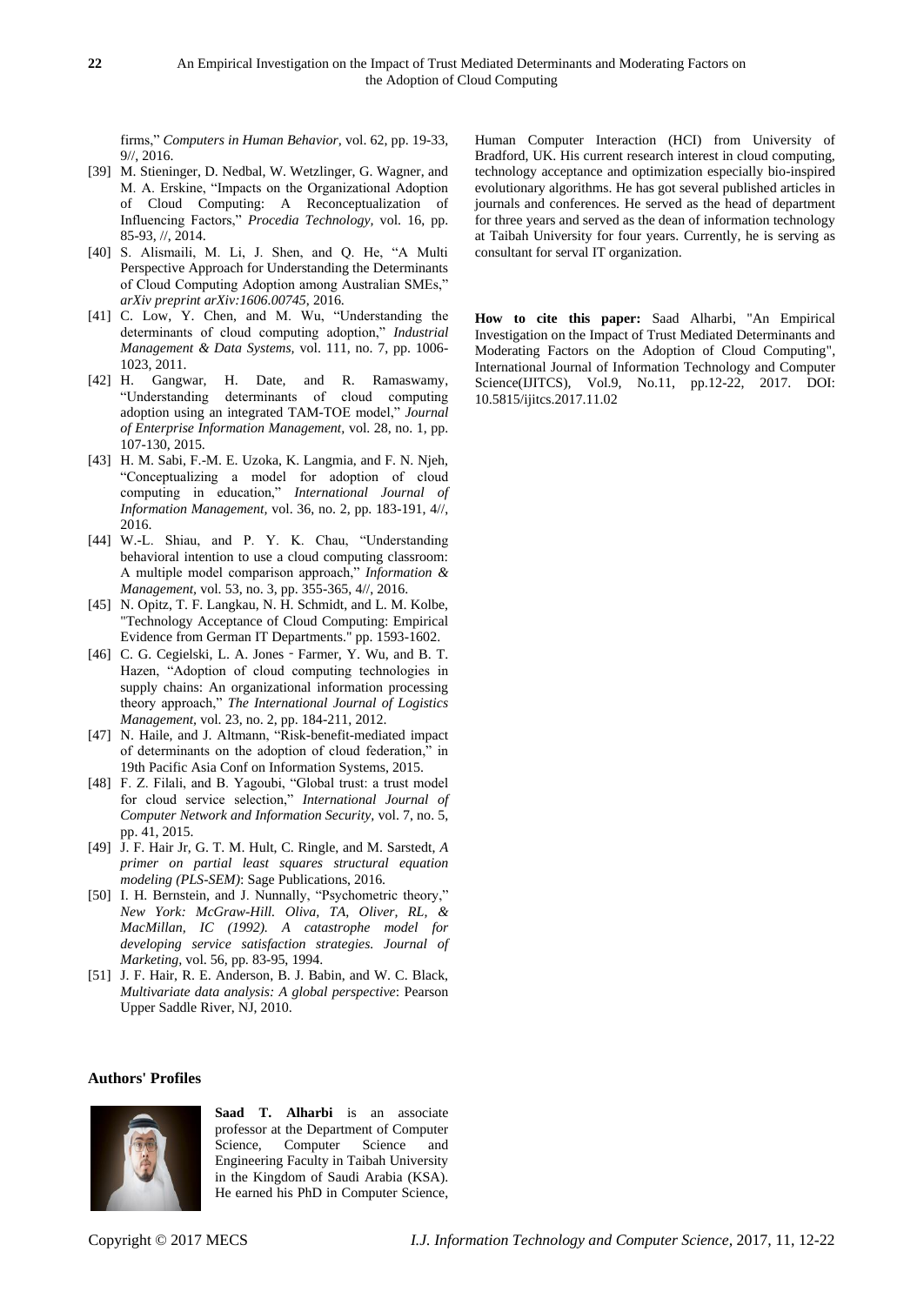firms," *Computers in Human Behavior*, vol. 62, pp. 19-33, 9//, 2016.

[39] M. Stieninger, D. Nedbal, W. Wetzlinger, G. Wagner, and M. A. Erskine, "Impacts on the Organizational Adoption of Cloud Computing: A Reconceptualization of Influencing Factors," *Procedia Technology*, vol. 16, pp. 85-93, //, 2014.

[40] S. Alismaili, M. Li, J. Shen, and Q. He, "A Multi Perspective Approach for Understanding the Determinants of Cloud Computing Adoption among Australian SMEs," *arXiv preprint arXiv:1606.00745*, 2016.

[41] C. Low, Y. Chen, and M. Wu, "Understanding the determinants of cloud computing adoption," *Industrial Management & Data Systems*, vol. 111, no. 7, pp. 1006-1023, 2011.

[42] H. Gangwar, H. Date, and R. Ramaswamy, "Understanding determinants of cloud computing adoption using an integrated TAM-TOE model," *Journal of Enterprise Information Management*, vol. 28, no. 1, pp. 107-130, 2015.

[43] H. M. Sabi, F.-M. E. Uzoka, K. Langmia, and F. N. Njeh, "Conceptualizing a model for adoption of cloud computing in education," *International Journal of Information Management*, vol. 36, no. 2, pp. 183-191, 4//, 2016.

[44] W.-L. Shiau, and P. Y. K. Chau, "Understanding behavioral intention to use a cloud computing classroom: A multiple model comparison approach," *Information & Management*, vol. 53, no. 3, pp. 355-365, 4//, 2016.

[45] N. Opitz, T. F. Langkau, N. H. Schmidt, and L. M. Kolbe, "Technology Acceptance of Cloud Computing: Empirical Evidence from German IT Departments." pp. 1593-1602.

[46] C. G. Cegielski, L. A. Jones‐Farmer, Y. Wu, and B. T. Hazen, "Adoption of cloud computing technologies in supply chains: An organizational information processing theory approach," *The International Journal of Logistics Management*, vol. 23, no. 2, pp. 184-211, 2012.

[47] N. Haile, and J. Altmann, "Risk-benefit-mediated impact of determinants on the adoption of cloud federation," in 19th Pacific Asia Conf on Information Systems, 2015.

[48] F. Z. Filali, and B. Yagoubi, "Global trust: a trust model for cloud service selection," *International Journal of Computer Network and Information Security*, vol. 7, no. 5, pp. 41, 2015.

[49] J. F. Hair Jr, G. T. M. Hult, C. Ringle, and M. Sarstedt, *A primer on partial least squares structural equation modeling (PLS-SEM)*: Sage Publications, 2016.

[50] I. H. Bernstein, and J. Nunnally, "Psychometric theory," *New York: McGraw-Hill. Oliva, TA, Oliver, RL, & MacMillan, IC (1992). A catastrophe model for developing service satisfaction strategies. Journal of Marketing*, vol. 56, pp. 83-95, 1994.

[51] J. F. Hair, R. E. Anderson, B. J. Babin, and W. C. Black, *Multivariate data analysis: A global perspective*: Pearson Upper Saddle River, NJ, 2010.

## Authors' Profiles

**Saad T. Alharbi** is an associate professor at the Department of Computer Science, Computer Science and Engineering Faculty in Taibah University in the Kingdom of Saudi Arabia (KSA). He earned his PhD in Computer Science, Human Computer Interaction (HCI) from University of Bradford, UK. His current research interest in cloud computing, technology acceptance and optimization especially bio-inspired evolutionary algorithms. He has got several published articles in journals and conferences. He served as the head of department for three years and served as the dean of information technology at Taibah University for four years. Currently, he is serving as consultant for serval IT organization.

**How to cite this paper:** Saad Alharbi, "An Empirical Investigation on the Impact of Trust Mediated Determinants and Moderating Factors on the Adoption of Cloud Computing", International Journal of Information Technology and Computer Science(IJITCS), Vol.9, No.11, pp.12-22, 2017. DOI: 10.5815/ijitcs.2017.11.02